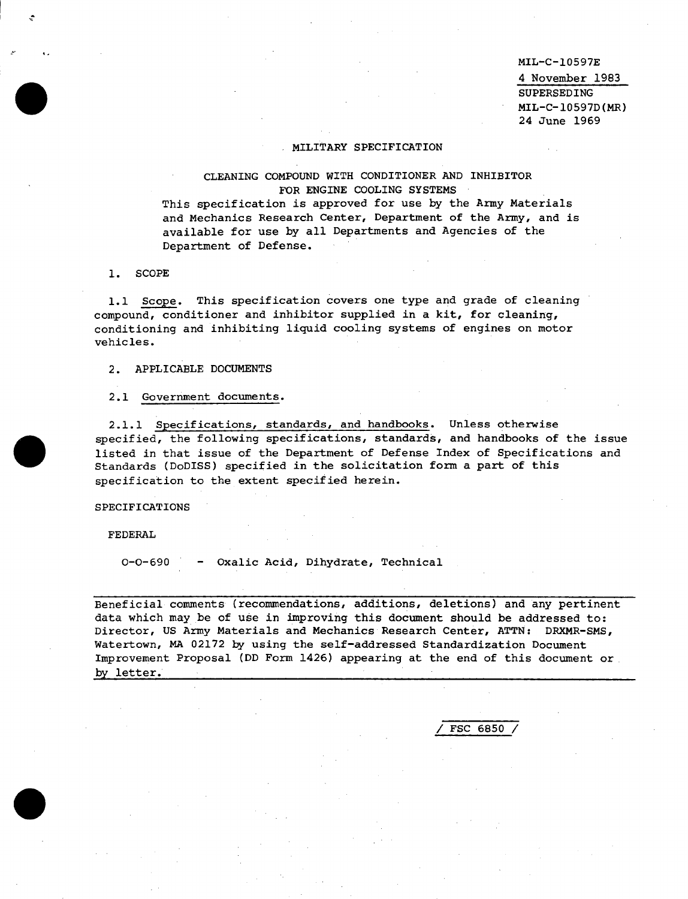MIL-C-10597E
4 November 1983
SUPERSEDING
MIL-C-10597D(MR)
24 June 1969

# MILITARY SPECIFICATION

## CLEANING COMPOUND WITH CONDITIONER AND INHIBITOR FOR ENGINE COOLING SYSTEMS

This specification is approved for use by the Army Materials and Mechanics Research Center, Department of the Army, and is available for use by all Departments and Agencies of the Department of Defense.

## 1. SCOPE

1.1 Scope. This specification covers one type and grade of cleaning compound, conditioner and inhibitor supplied in a kit, for cleaning, conditioning and inhibiting liquid cooling systems of engines on motor vehicles.

## 2. APPLICABLE DOCUMENTS

2.1 Government documents.

2.1.1 Specifications, standards, and handbooks. Unless otherwise specified, the following specifications, standards, and handbooks of the issue listed in that issue of the Department of Defense Index of Specifications and Standards (DoDISS) specified in the solicitation form a part of this specification to the extent specified herein.

SPECIFICATIONS

FEDERAL

O-O-690 - Oxalic Acid, Dihydrate, Technical

---

Beneficial comments (recommendations, additions, deletions) and any pertinent data which may be of use in improving this document should be addressed to: Director, US Army Materials and Mechanics Research Center, ATTN: DRXMR-SMS, Watertown, MA 02172 by using the self-addressed Standardization Document Improvement Proposal (DD Form 1426) appearing at the end of this document or by letter.

---

/ FSC 6850 /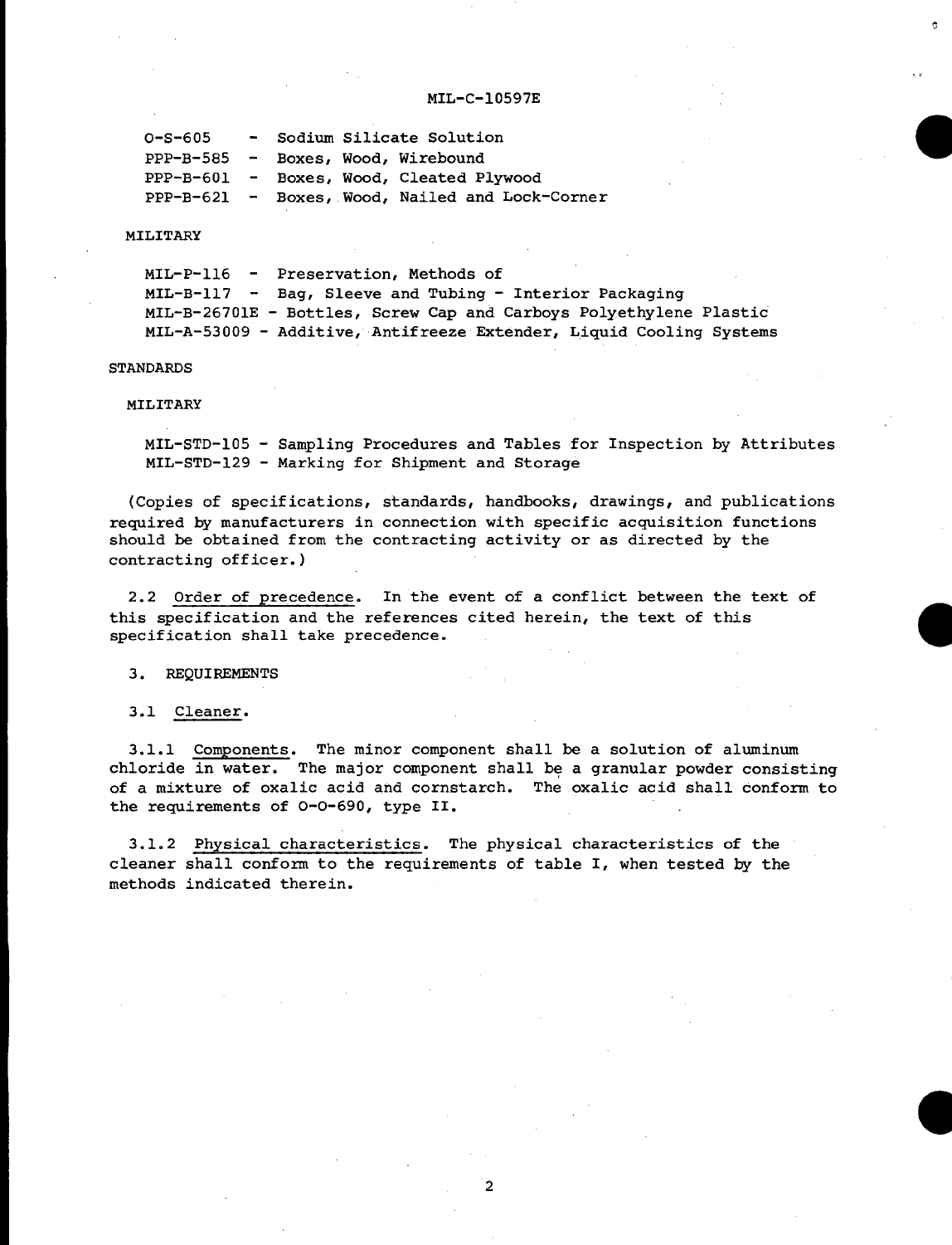O-S-605 - Sodium Silicate Solution
PPP-B-585 - Boxes, Wood, Wirebound
PPP-B-601 - Boxes, Wood, Cleated Plywood
PPP-B-621 - Boxes, Wood, Nailed and Lock-Corner

MILITARY

MIL-P-116 - Preservation, Methods of
MIL-B-117 - Bag, Sleeve and Tubing - Interior Packaging
MIL-B-26701E - Bottles, Screw Cap and Carboys Polyethylene Plastic
MIL-A-53009 - Additive, Antifreeze Extender, Liquid Cooling Systems

STANDARDS

MILITARY

MIL-STD-105 - Sampling Procedures and Tables for Inspection by Attributes
MIL-STD-129 - Marking for Shipment and Storage

(Copies of specifications, standards, handbooks, drawings, and publications required by manufacturers in connection with specific acquisition functions should be obtained from the contracting activity or as directed by the contracting officer.)

2.2 Order of precedence. In the event of a conflict between the text of this specification and the references cited herein, the text of this specification shall take precedence.

## 3. REQUIREMENTS

3.1 Cleaner.

3.1.1 Components. The minor component shall be a solution of aluminum chloride in water. The major component shall be a granular powder consisting of a mixture of oxalic acid and cornstarch. The oxalic acid shall conform to the requirements of O-O-690, type II.

3.1.2 Physical characteristics. The physical characteristics of the cleaner shall conform to the requirements of table I, when tested by the methods indicated therein.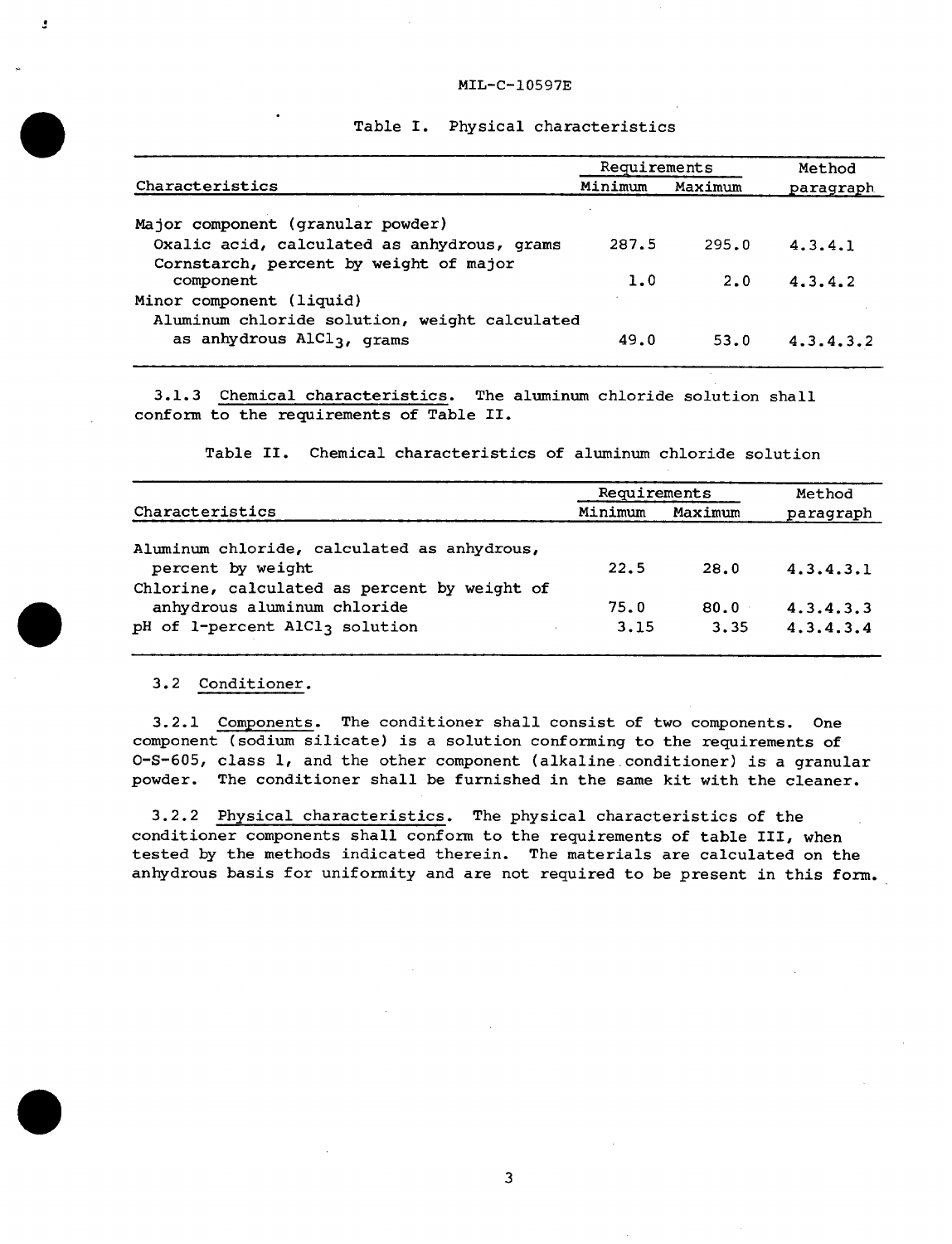Table I. Physical characteristics

| Characteristics | Requirements | | Method paragraph |
|---|---|---|---|
| | Minimum | Maximum | |
| Major component (granular powder) | | | |
| Oxalic acid, calculated as anhydrous, grams | 287.5 | 295.0 | 4.3.4.1 |
| Cornstarch, percent by weight of major component | 1.0 | 2.0 | 4.3.4.2 |
| Minor component (liquid) | | | |
| Aluminum chloride solution, weight calculated as anhydrous $AlCl_3$, grams | 49.0 | 53.0 | 4.3.4.3.2 |

3.1.3 Chemical characteristics. The aluminum chloride solution shall conform to the requirements of Table II.

Table II. Chemical characteristics of aluminum chloride solution

| Characteristics | Requirements | | Method paragraph |
|---|---|---|---|
| | Minimum | Maximum | |
| Aluminum chloride, calculated as anhydrous, percent by weight | 22.5 | 28.0 | 4.3.4.3.1 |
| Chlorine, calculated as percent by weight of anhydrous aluminum chloride | 75.0 | 80.0 | 4.3.4.3.3 |
| pH of 1-percent $AlCl_3$ solution | 3.15 | 3.35 | 4.3.4.3.4 |

3.2 Conditioner.

3.2.1 Components. The conditioner shall consist of two components. One component (sodium silicate) is a solution conforming to the requirements of O-S-605, class 1, and the other component (alkaline conditioner) is a granular powder. The conditioner shall be furnished in the same kit with the cleaner.

3.2.2 Physical characteristics. The physical characteristics of the conditioner components shall conform to the requirements of table III, when tested by the methods indicated therein. The materials are calculated on the anhydrous basis for uniformity and are not required to be present in this form.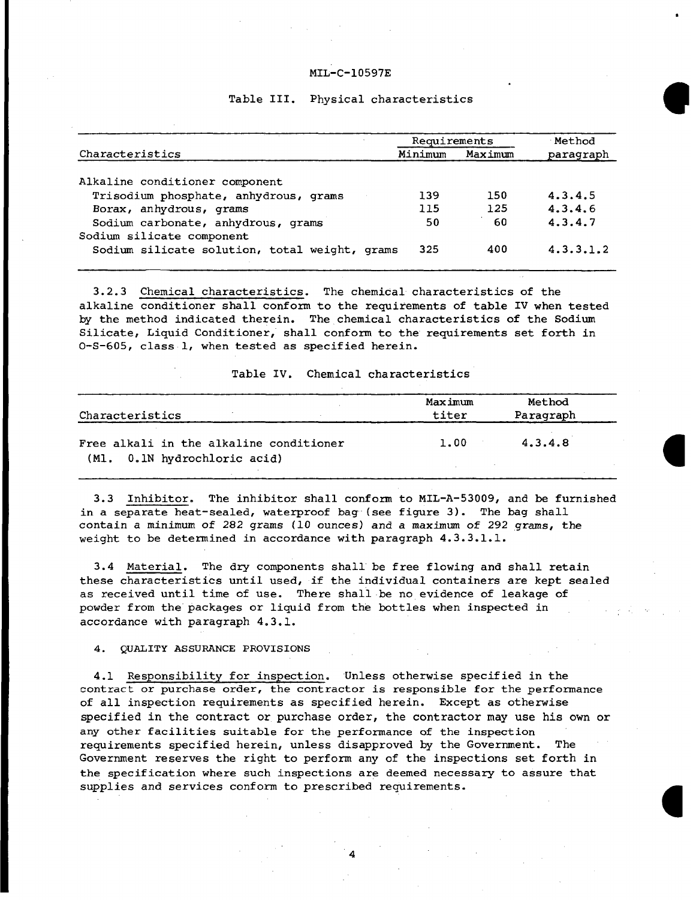Table III. Physical characteristics

| Characteristics | Requirements | | Method |
|---|---|---|---|
| | Minimum | Maximum | paragraph |
| Alkaline conditioner component | | | |
| Trisodium phosphate, anhydrous, grams | 139 | 150 | 4.3.4.5 |
| Borax, anhydrous, grams | 115 | 125 | 4.3.4.6 |
| Sodium carbonate, anhydrous, grams | 50 | 60 | 4.3.4.7 |
| Sodium silicate component | | | |
| Sodium silicate solution, total weight, grams | 325 | 400 | 4.3.3.1.2 |

3.2.3 Chemical characteristics. The chemical characteristics of the alkaline conditioner shall conform to the requirements of table IV when tested by the method indicated therein. The chemical characteristics of the Sodium Silicate, Liquid Conditioner, shall conform to the requirements set forth in O-S-605, class 1, when tested as specified herein.

Table IV. Chemical characteristics

| Characteristics | Maximum titer | Method Paragraph |
|---|---|---|
| Free alkali in the alkaline conditioner (Ml. 0.1N hydrochloric acid) | 1.00 | 4.3.4.8 |

3.3 Inhibitor. The inhibitor shall conform to MIL-A-53009, and be furnished in a separate heat-sealed, waterproof bag (see figure 3). The bag shall contain a minimum of 282 grams (10 ounces) and a maximum of 292 grams, the weight to be determined in accordance with paragraph 4.3.3.1.1.

3.4 Material. The dry components shall be free flowing and shall retain these characteristics until used, if the individual containers are kept sealed as received until time of use. There shall be no evidence of leakage of powder from the packages or liquid from the bottles when inspected in accordance with paragraph 4.3.1.

## 4. QUALITY ASSURANCE PROVISIONS

4.1 Responsibility for inspection. Unless otherwise specified in the contract or purchase order, the contractor is responsible for the performance of all inspection requirements as specified herein. Except as otherwise specified in the contract or purchase order, the contractor may use his own or any other facilities suitable for the performance of the inspection requirements specified herein, unless disapproved by the Government. The Government reserves the right to perform any of the inspections set forth in the specification where such inspections are deemed necessary to assure that supplies and services conform to prescribed requirements.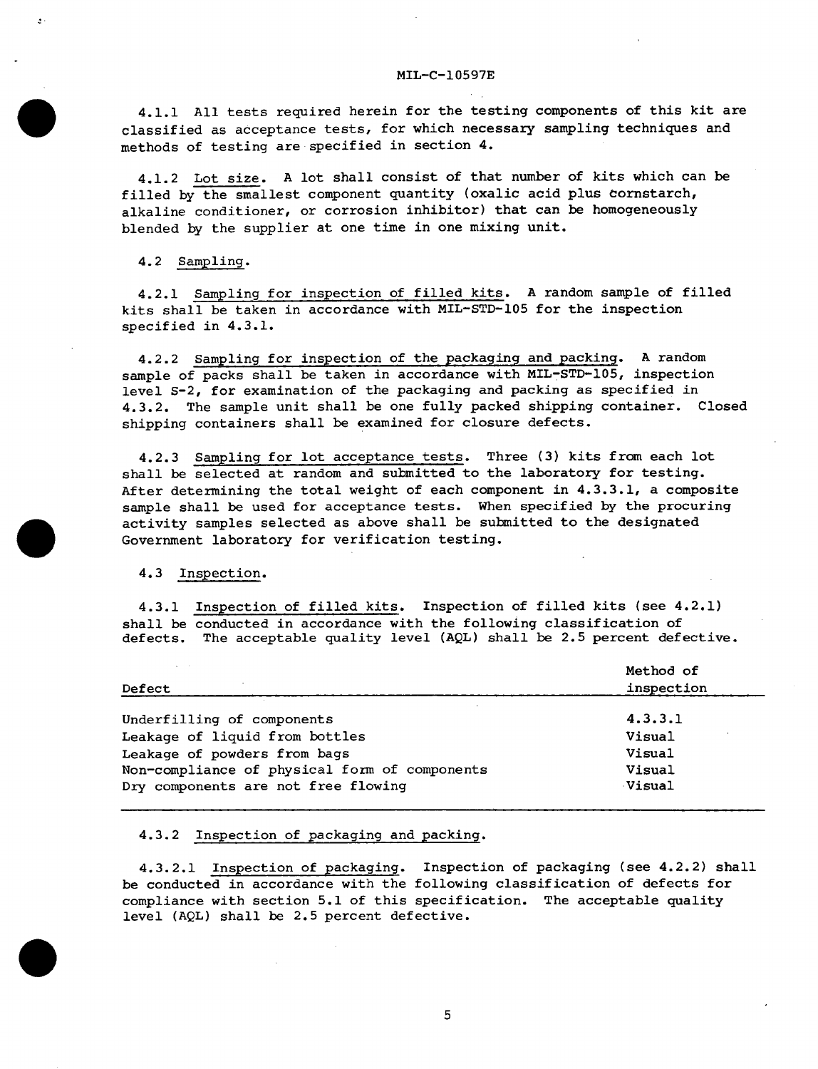4.1.1 All tests required herein for the testing components of this kit are classified as acceptance tests, for which necessary sampling techniques and methods of testing are specified in section 4.

4.1.2 Lot size. A lot shall consist of that number of kits which can be filled by the smallest component quantity (oxalic acid plus cornstarch, alkaline conditioner, or corrosion inhibitor) that can be homogeneously blended by the supplier at one time in one mixing unit.

4.2 Sampling.

4.2.1 Sampling for inspection of filled kits. A random sample of filled kits shall be taken in accordance with MIL-STD-105 for the inspection specified in 4.3.1.

4.2.2 Sampling for inspection of the packaging and packing. A random sample of packs shall be taken in accordance with MIL-STD-105, inspection level S-2, for examination of the packaging and packing as specified in 4.3.2. The sample unit shall be one fully packed shipping container. Closed shipping containers shall be examined for closure defects.

4.2.3 Sampling for lot acceptance tests. Three (3) kits from each lot shall be selected at random and submitted to the laboratory for testing. After determining the total weight of each component in 4.3.3.1, a composite sample shall be used for acceptance tests. When specified by the procuring activity samples selected as above shall be submitted to the designated Government laboratory for verification testing.

4.3 Inspection.

4.3.1 Inspection of filled kits. Inspection of filled kits (see 4.2.1) shall be conducted in accordance with the following classification of defects. The acceptable quality level (AQL) shall be 2.5 percent defective.

| Defect | Method of inspection |
|---|---|
| Underfilling of components | 4.3.3.1 |
| Leakage of liquid from bottles | Visual |
| Leakage of powders from bags | Visual |
| Non-compliance of physical form of components | Visual |
| Dry components are not free flowing | Visual |

4.3.2 Inspection of packaging and packing.

4.3.2.1 Inspection of packaging. Inspection of packaging (see 4.2.2) shall be conducted in accordance with the following classification of defects for compliance with section 5.1 of this specification. The acceptable quality level (AQL) shall be 2.5 percent defective.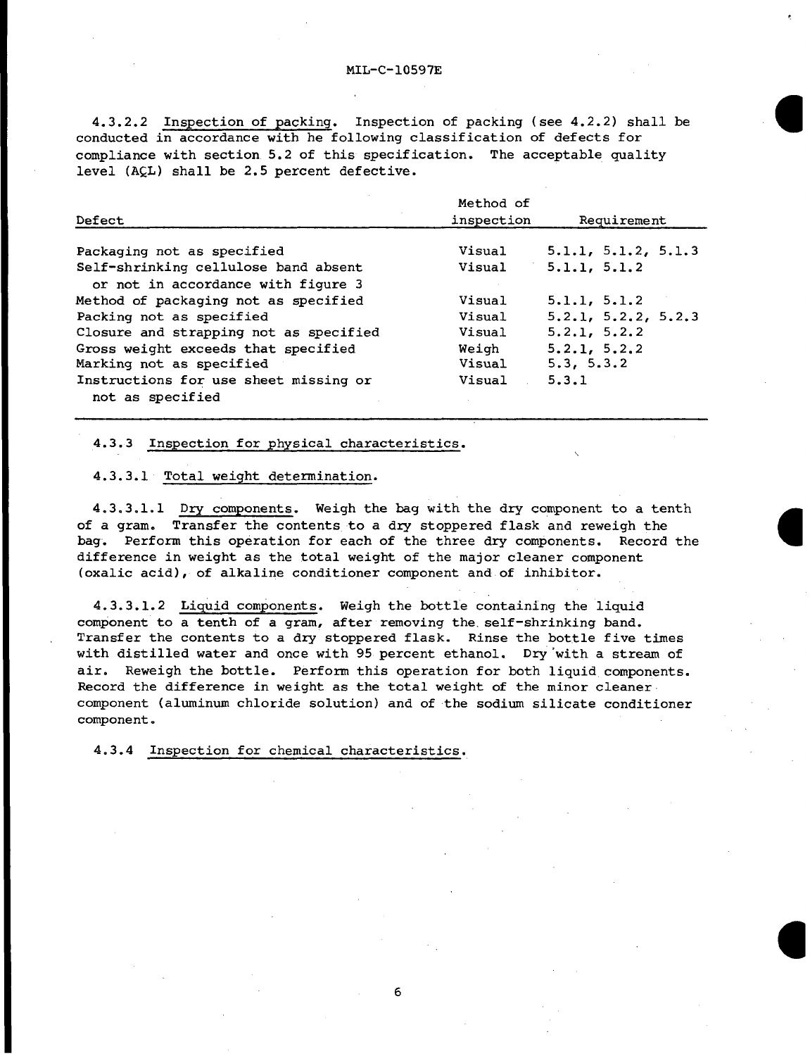4.3.2.2 Inspection of packing. Inspection of packing (see 4.2.2) shall be conducted in accordance with he following classification of defects for compliance with section 5.2 of this specification. The acceptable quality level (AQL) shall be 2.5 percent defective.

| Defect | Method of inspection | Requirement |
|---|---|---|
| Packaging not as specified | Visual | 5.1.1, 5.1.2, 5.1.3 |
| Self-shrinking cellulose band absent or not in accordance with figure 3 | Visual | 5.1.1, 5.1.2 |
| Method of packaging not as specified | Visual | 5.1.1, 5.1.2 |
| Packing not as specified | Visual | 5.2.1, 5.2.2, 5.2.3 |
| Closure and strapping not as specified | Visual | 5.2.1, 5.2.2 |
| Gross weight exceeds that specified | Weigh | 5.2.1, 5.2.2 |
| Marking not as specified | Visual | 5.3, 5.3.2 |
| Instructions for use sheet missing or not as specified | Visual | 5.3.1 |

4.3.3 Inspection for physical characteristics.

4.3.3.1 Total weight determination.

4.3.3.1.1 Dry components. Weigh the bag with the dry component to a tenth of a gram. Transfer the contents to a dry stoppered flask and reweigh the bag. Perform this operation for each of the three dry components. Record the difference in weight as the total weight of the major cleaner component (oxalic acid), of alkaline conditioner component and of inhibitor.

4.3.3.1.2 Liquid components. Weigh the bottle containing the liquid component to a tenth of a gram, after removing the self-shrinking band. Transfer the contents to a dry stoppered flask. Rinse the bottle five times with distilled water and once with 95 percent ethanol. Dry with a stream of air. Reweigh the bottle. Perform this operation for both liquid components. Record the difference in weight as the total weight of the minor cleaner component (aluminum chloride solution) and of the sodium silicate conditioner component.

4.3.4 Inspection for chemical characteristics.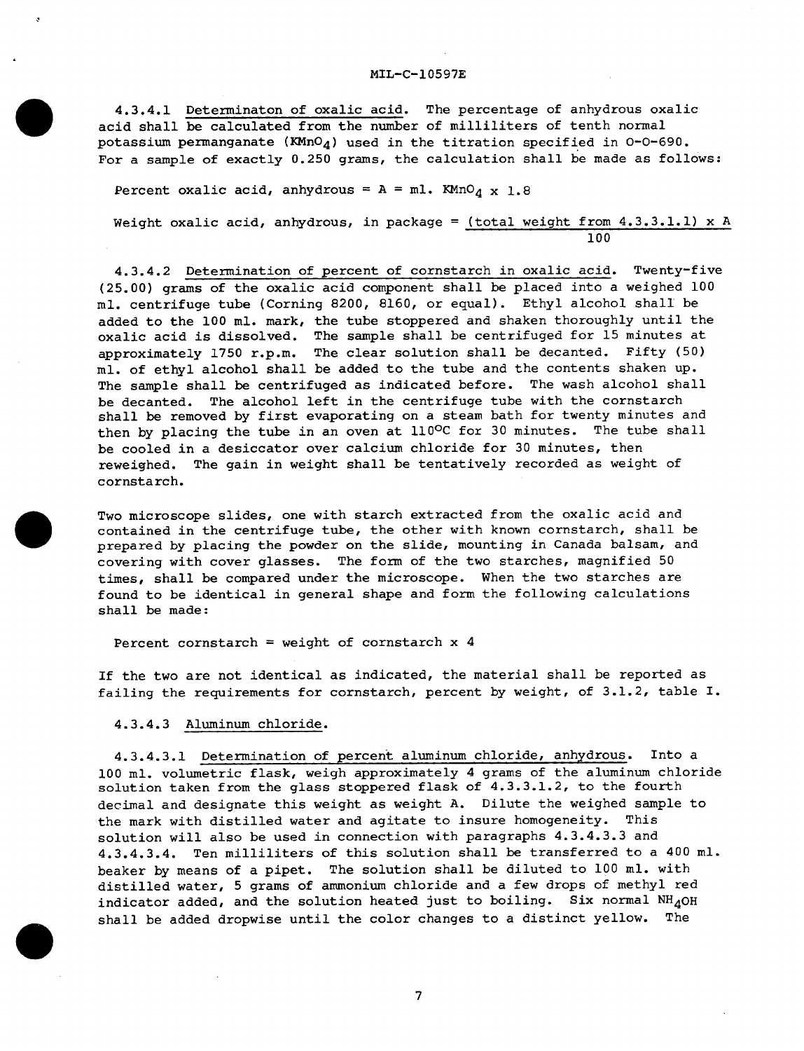4.3.4.1 Determinaton of oxalic acid. The percentage of anhydrous oxalic acid shall be calculated from the number of milliliters of tenth normal potassium permanganate ($KMnO_4$) used in the titration specified in O-O-690. For a sample of exactly 0.250 grams, the calculation shall be made as follows:

Percent oxalic acid, anhydrous = A = ml. $KMnO_4$ x 1.8

$$\text{Weight oxalic acid, anhydrous, in package} = \frac{(\text{total weight from 4.3.3.1.1}) \times A}{100}$$

4.3.4.2 Determination of percent of cornstarch in oxalic acid. Twenty-five (25.00) grams of the oxalic acid component shall be placed into a weighed 100 ml. centrifuge tube (Corning 8200, 8160, or equal). Ethyl alcohol shall be added to the 100 ml. mark, the tube stoppered and shaken thoroughly until the oxalic acid is dissolved. The sample shall be centrifuged for 15 minutes at approximately 1750 r.p.m. The clear solution shall be decanted. Fifty (50) ml. of ethyl alcohol shall be added to the tube and the contents shaken up. The sample shall be centrifuged as indicated before. The wash alcohol shall be decanted. The alcohol left in the centrifuge tube with the cornstarch shall be removed by first evaporating on a steam bath for twenty minutes and then by placing the tube in an oven at 110°C for 30 minutes. The tube shall be cooled in a desiccator over calcium chloride for 30 minutes, then reweighed. The gain in weight shall be tentatively recorded as weight of cornstarch.

Two microscope slides, one with starch extracted from the oxalic acid and contained in the centrifuge tube, the other with known cornstarch, shall be prepared by placing the powder on the slide, mounting in Canada balsam, and covering with cover glasses. The form of the two starches, magnified 50 times, shall be compared under the microscope. When the two starches are found to be identical in general shape and form the following calculations shall be made:

Percent cornstarch = weight of cornstarch x 4

If the two are not identical as indicated, the material shall be reported as failing the requirements for cornstarch, percent by weight, of 3.1.2, table I.

4.3.4.3 Aluminum chloride.

4.3.4.3.1 Determination of percent aluminum chloride, anhydrous. Into a 100 ml. volumetric flask, weigh approximately 4 grams of the aluminum chloride solution taken from the glass stoppered flask of 4.3.3.1.2, to the fourth decimal and designate this weight as weight A. Dilute the weighed sample to the mark with distilled water and agitate to insure homogeneity. This solution will also be used in connection with paragraphs 4.3.4.3.3 and 4.3.4.3.4. Ten milliliters of this solution shall be transferred to a 400 ml. beaker by means of a pipet. The solution shall be diluted to 100 ml. with distilled water, 5 grams of ammonium chloride and a few drops of methyl red indicator added, and the solution heated just to boiling. Six normal $NH_4OH$ shall be added dropwise until the color changes to a distinct yellow. The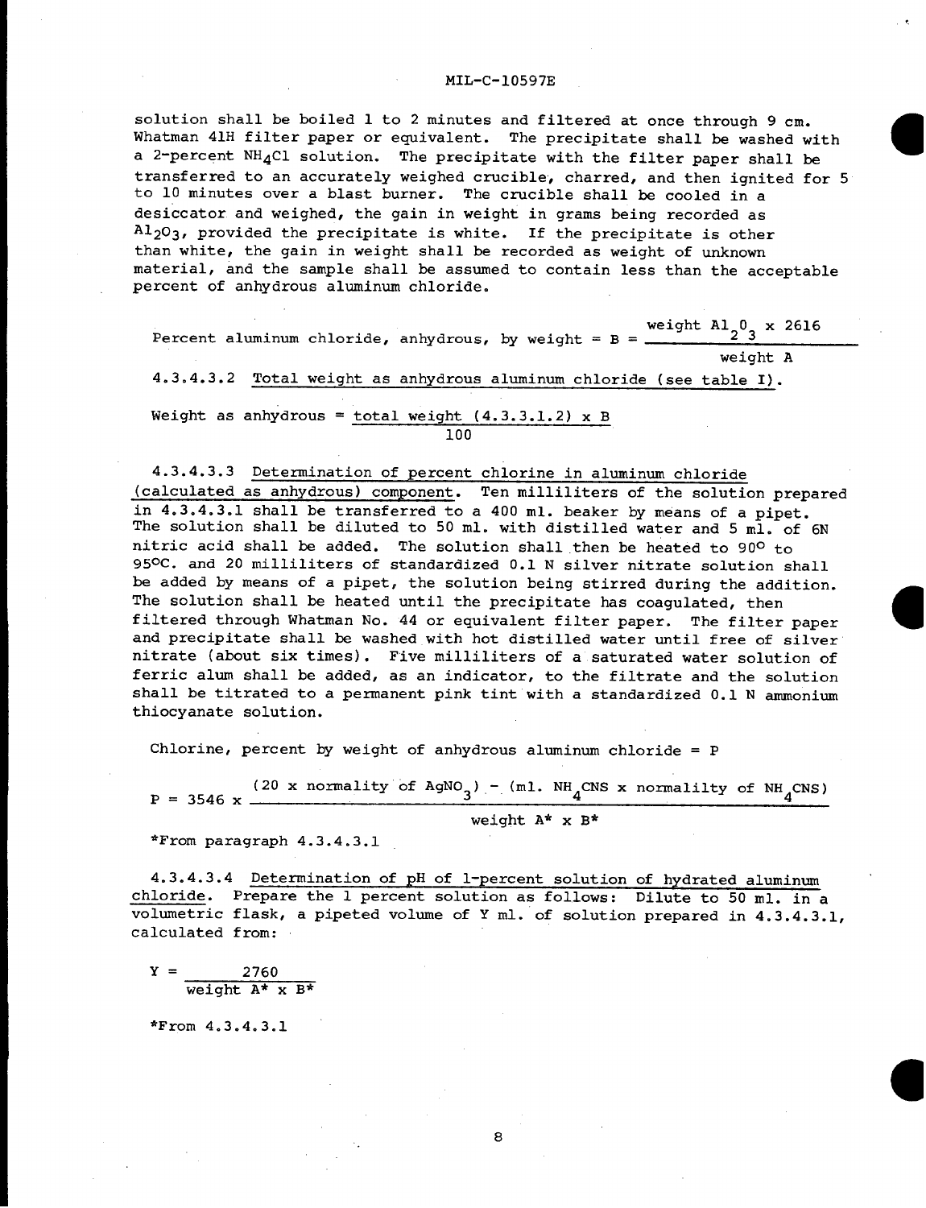solution shall be boiled 1 to 2 minutes and filtered at once through 9 cm. Whatman 41H filter paper or equivalent. The precipitate shall be washed with a 2-percent $NH_4Cl$ solution. The precipitate with the filter paper shall be transferred to an accurately weighed crucible, charred, and then ignited for 5 to 10 minutes over a blast burner. The crucible shall be cooled in a desiccator and weighed, the gain in weight in grams being recorded as $Al_2O_3$, provided the precipitate is white. If the precipitate is other than white, the gain in weight shall be recorded as weight of unknown material, and the sample shall be assumed to contain less than the acceptable percent of anhydrous aluminum chloride.

$$\text{Percent aluminum chloride, anhydrous, by weight} = B = \frac{\text{weight } Al_2O_3 \times 2616}{\text{weight A}}$$

4.3.4.3.2 Total weight as anhydrous aluminum chloride (see table I).

$$\text{Weight as anhydrous} = \frac{\text{total weight (4.3.3.1.2)} \times B}{100}$$

4.3.4.3.3 Determination of percent chlorine in aluminum chloride (calculated as anhydrous) component. Ten milliliters of the solution prepared in 4.3.4.3.1 shall be transferred to a 400 ml. beaker by means of a pipet. The solution shall be diluted to 50 ml. with distilled water and 5 ml. of 6N nitric acid shall be added. The solution shall then be heated to 90° to 95°C. and 20 milliliters of standardized 0.1 N silver nitrate solution shall be added by means of a pipet, the solution being stirred during the addition. The solution shall be heated until the precipitate has coagulated, then filtered through Whatman No. 44 or equivalent filter paper. The filter paper and precipitate shall be washed with hot distilled water until free of silver nitrate (about six times). Five milliliters of a saturated water solution of ferric alum shall be added, as an indicator, to the filtrate and the solution shall be titrated to a permanent pink tint with a standardized 0.1 N ammonium thiocyanate solution.

Chlorine, percent by weight of anhydrous aluminum chloride = P

$$P = 3546 \times \frac{(20 \times \text{normality of } AgNO_3) - (\text{ml. } NH_4CNS \times \text{normalilty of } NH_4CNS)}{\text{weight A* } \times \text{ B*}}$$

*From paragraph 4.3.4.3.1

4.3.4.3.4 Determination of pH of 1-percent solution of hydrated aluminum chloride. Prepare the 1 percent solution as follows: Dilute to 50 ml. in a volumetric flask, a pipeted volume of Y ml. of solution prepared in 4.3.4.3.1, calculated from:

$$Y = \frac{2760}{\text{weight A* } \times \text{ B*}}$$

*From 4.3.4.3.1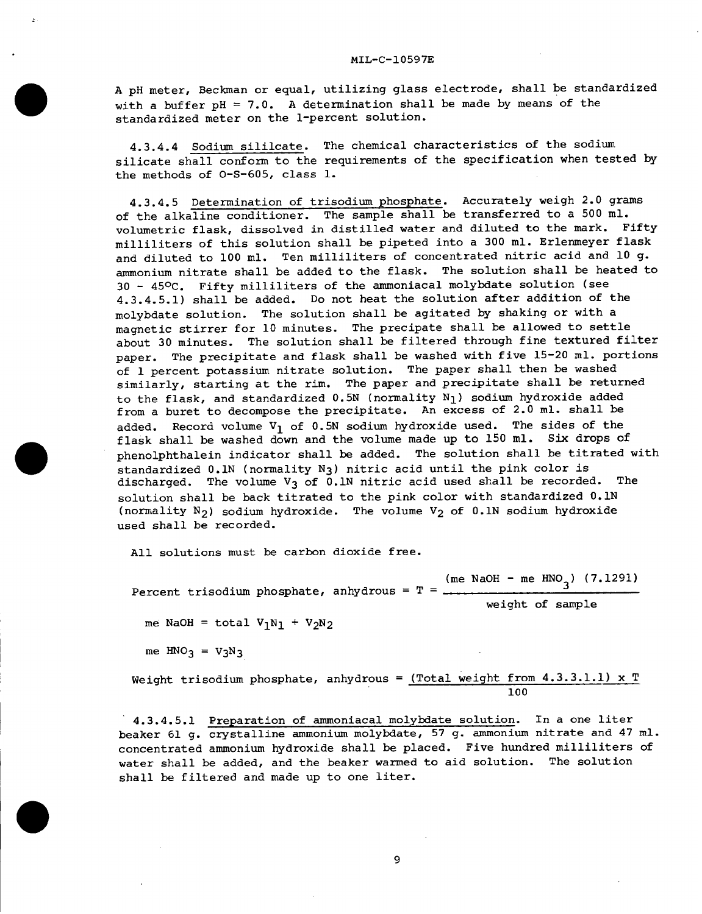A pH meter, Beckman or equal, utilizing glass electrode, shall be standardized with a buffer pH = 7.0. A determination shall be made by means of the standardized meter on the 1-percent solution.

4.3.4.4 Sodium sililcate. The chemical characteristics of the sodium silicate shall conform to the requirements of the specification when tested by the methods of O-S-605, class 1.

4.3.4.5 Determination of trisodium phosphate. Accurately weigh 2.0 grams of the alkaline conditioner. The sample shall be transferred to a 500 ml. volumetric flask, dissolved in distilled water and diluted to the mark. Fifty milliliters of this solution shall be pipeted into a 300 ml. Erlenmeyer flask and diluted to 100 ml. Ten milliliters of concentrated nitric acid and 10 g. ammonium nitrate shall be added to the flask. The solution shall be heated to 30 - 45°C. Fifty milliliters of the ammoniacal molybdate solution (see 4.3.4.5.1) shall be added. Do not heat the solution after addition of the molybdate solution. The solution shall be agitated by shaking or with a magnetic stirrer for 10 minutes. The precipate shall be allowed to settle about 30 minutes. The solution shall be filtered through fine textured filter paper. The precipitate and flask shall be washed with five 15-20 ml. portions of 1 percent potassium nitrate solution. The paper shall then be washed similarly, starting at the rim. The paper and precipitate shall be returned to the flask, and standardized 0.5N (normality $N_1$) sodium hydroxide added from a buret to decompose the precipitate. An excess of 2.0 ml. shall be added. Record volume $V_1$ of 0.5N sodium hydroxide used. The sides of the flask shall be washed down and the volume made up to 150 ml. Six drops of phenolphthalein indicator shall be added. The solution shall be titrated with standardized 0.1N (normality $N_3$) nitric acid until the pink color is discharged. The volume $V_3$ of 0.1N nitric acid used shall be recorded. The solution shall be back titrated to the pink color with standardized 0.1N (normality $N_2$) sodium hydroxide. The volume $V_2$ of 0.1N sodium hydroxide used shall be recorded.

All solutions must be carbon dioxide free.

$$\text{Percent trisodium phosphate, anhydrous} = T = \frac{(\text{me NaOH} - \text{me } HNO_3)\ (7.1291)}{\text{weight of sample}}$$

me NaOH = total $V_1N_1 + V_2N_2$

me $HNO_3 = V_3N_3$

$$\text{Weight trisodium phosphate, anhydrous} = \frac{(\text{Total weight from 4.3.3.1.1}) \times T}{100}$$

4.3.4.5.1 Preparation of ammoniacal molybdate solution. In a one liter beaker 61 g. crystalline ammonium molybdate, 57 g. ammonium nitrate and 47 ml. concentrated ammonium hydroxide shall be placed. Five hundred milliliters of water shall be added, and the beaker warmed to aid solution. The solution shall be filtered and made up to one liter.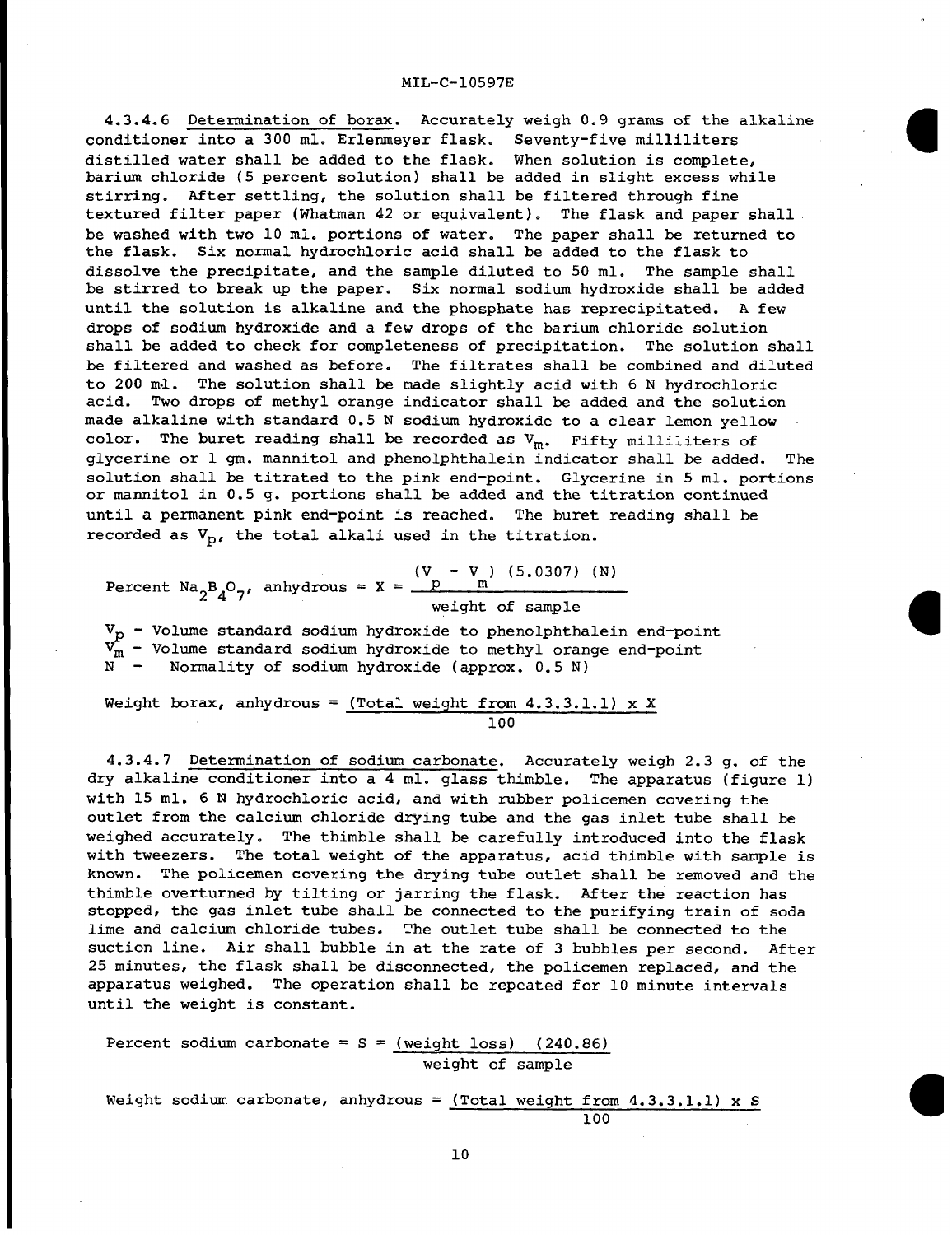4.3.4.6 Determination of borax. Accurately weigh 0.9 grams of the alkaline conditioner into a 300 ml. Erlenmeyer flask. Seventy-five milliliters distilled water shall be added to the flask. When solution is complete, barium chloride (5 percent solution) shall be added in slight excess while stirring. After settling, the solution shall be filtered through fine textured filter paper (Whatman 42 or equivalent). The flask and paper shall be washed with two 10 ml. portions of water. The paper shall be returned to the flask. Six normal hydrochloric acid shall be added to the flask to dissolve the precipitate, and the sample diluted to 50 ml. The sample shall be stirred to break up the paper. Six normal sodium hydroxide shall be added until the solution is alkaline and the phosphate has reprecipitated. A few drops of sodium hydroxide and a few drops of the barium chloride solution shall be added to check for completeness of precipitation. The solution shall be filtered and washed as before. The filtrates shall be combined and diluted to 200 ml. The solution shall be made slightly acid with 6 N hydrochloric acid. Two drops of methyl orange indicator shall be added and the solution made alkaline with standard 0.5 N sodium hydroxide to a clear lemon yellow color. The buret reading shall be recorded as $V_m$. Fifty milliliters of glycerine or 1 gm. mannitol and phenolphthalein indicator shall be added. The solution shall be titrated to the pink end-point. Glycerine in 5 ml. portions or mannitol in 0.5 g. portions shall be added and the titration continued until a permanent pink end-point is reached. The buret reading shall be recorded as $V_p$, the total alkali used in the titration.

$$\text{Percent } Na_2B_4O_7\text{, anhydrous} = X = \frac{(V_p - V_m)\ (5.0307)\ (N)}{\text{weight of sample}}$$

$V_p$ - Volume standard sodium hydroxide to phenolphthalein end-point
$V_m$ - Volume standard sodium hydroxide to methyl orange end-point
N - Normality of sodium hydroxide (approx. 0.5 N)

$$\text{Weight borax, anhydrous} = \frac{(\text{Total weight from 4.3.3.1.1}) \times X}{100}$$

4.3.4.7 Determination of sodium carbonate. Accurately weigh 2.3 g. of the dry alkaline conditioner into a 4 ml. glass thimble. The apparatus (figure 1) with 15 ml. 6 N hydrochloric acid, and with rubber policemen covering the outlet from the calcium chloride drying tube and the gas inlet tube shall be weighed accurately. The thimble shall be carefully introduced into the flask with tweezers. The total weight of the apparatus, acid thimble with sample is known. The policemen covering the drying tube outlet shall be removed and the thimble overturned by tilting or jarring the flask. After the reaction has stopped, the gas inlet tube shall be connected to the purifying train of soda lime and calcium chloride tubes. The outlet tube shall be connected to the suction line. Air shall bubble in at the rate of 3 bubbles per second. After 25 minutes, the flask shall be disconnected, the policemen replaced, and the apparatus weighed. The operation shall be repeated for 10 minute intervals until the weight is constant.

$$\text{Percent sodium carbonate} = S = \frac{(\text{weight loss})\ (240.86)}{\text{weight of sample}}$$

$$\text{Weight sodium carbonate, anhydrous} = \frac{(\text{Total weight from 4.3.3.1.1}) \times S}{100}$$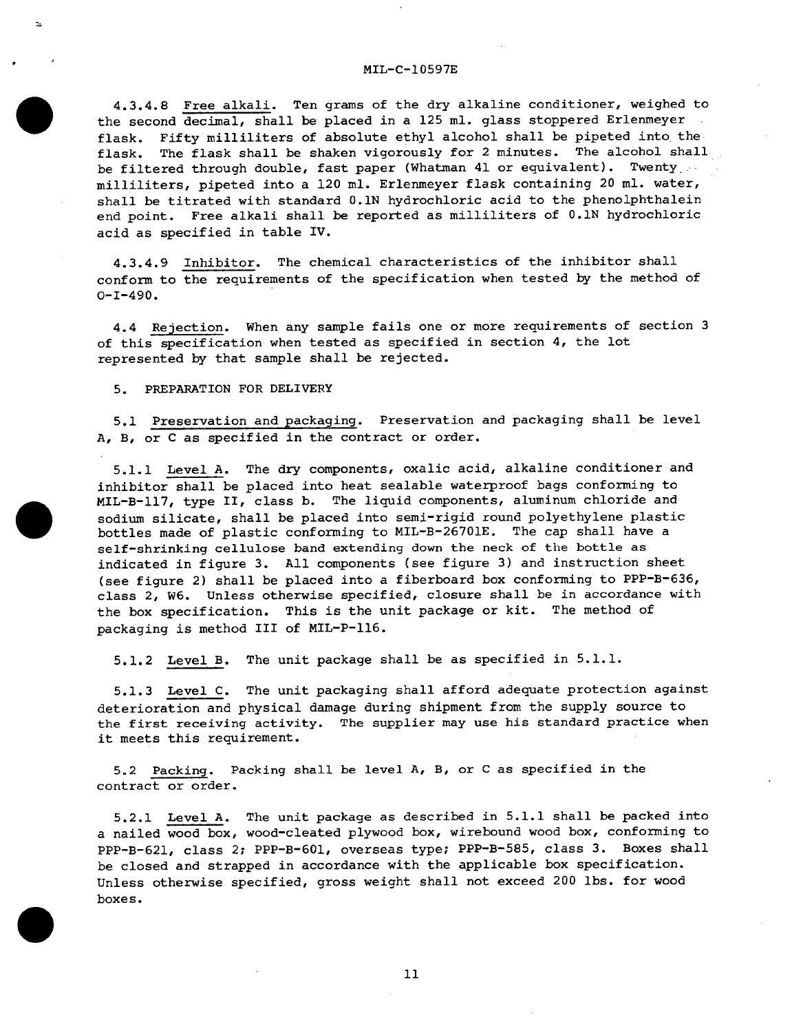4.3.4.8 Free alkali. Ten grams of the dry alkaline conditioner, weighed to the second decimal, shall be placed in a 125 ml. glass stoppered Erlenmeyer flask. Fifty milliliters of absolute ethyl alcohol shall be pipeted into the flask. The flask shall be shaken vigorously for 2 minutes. The alcohol shall be filtered through double, fast paper (Whatman 41 or equivalent). Twenty milliliters, pipeted into a 120 ml. Erlenmeyer flask containing 20 ml. water, shall be titrated with standard 0.1N hydrochloric acid to the phenolphthalein end point. Free alkali shall be reported as milliliters of 0.1N hydrochloric acid as specified in table IV.

4.3.4.9 Inhibitor. The chemical characteristics of the inhibitor shall conform to the requirements of the specification when tested by the method of O-I-490.

4.4 Rejection. When any sample fails one or more requirements of section 3 of this specification when tested as specified in section 4, the lot represented by that sample shall be rejected.

## 5. PREPARATION FOR DELIVERY

5.1 Preservation and packaging. Preservation and packaging shall be level A, B, or C as specified in the contract or order.

5.1.1 Level A. The dry components, oxalic acid, alkaline conditioner and inhibitor shall be placed into heat sealable waterproof bags conforming to MIL-B-117, type II, class b. The liquid components, aluminum chloride and sodium silicate, shall be placed into semi-rigid round polyethylene plastic bottles made of plastic conforming to MIL-B-26701E. The cap shall have a self-shrinking cellulose band extending down the neck of the bottle as indicated in figure 3. All components (see figure 3) and instruction sheet (see figure 2) shall be placed into a fiberboard box conforming to PPP-B-636, class 2, W6. Unless otherwise specified, closure shall be in accordance with the box specification. This is the unit package or kit. The method of packaging is method III of MIL-P-116.

5.1.2 Level B. The unit package shall be as specified in 5.1.1.

5.1.3 Level C. The unit packaging shall afford adequate protection against deterioration and physical damage during shipment from the supply source to the first receiving activity. The supplier may use his standard practice when it meets this requirement.

5.2 Packing. Packing shall be level A, B, or C as specified in the contract or order.

5.2.1 Level A. The unit package as described in 5.1.1 shall be packed into a nailed wood box, wood-cleated plywood box, wirebound wood box, conforming to PPP-B-621, class 2; PPP-B-601, overseas type; PPP-B-585, class 3. Boxes shall be closed and strapped in accordance with the applicable box specification. Unless otherwise specified, gross weight shall not exceed 200 lbs. for wood boxes.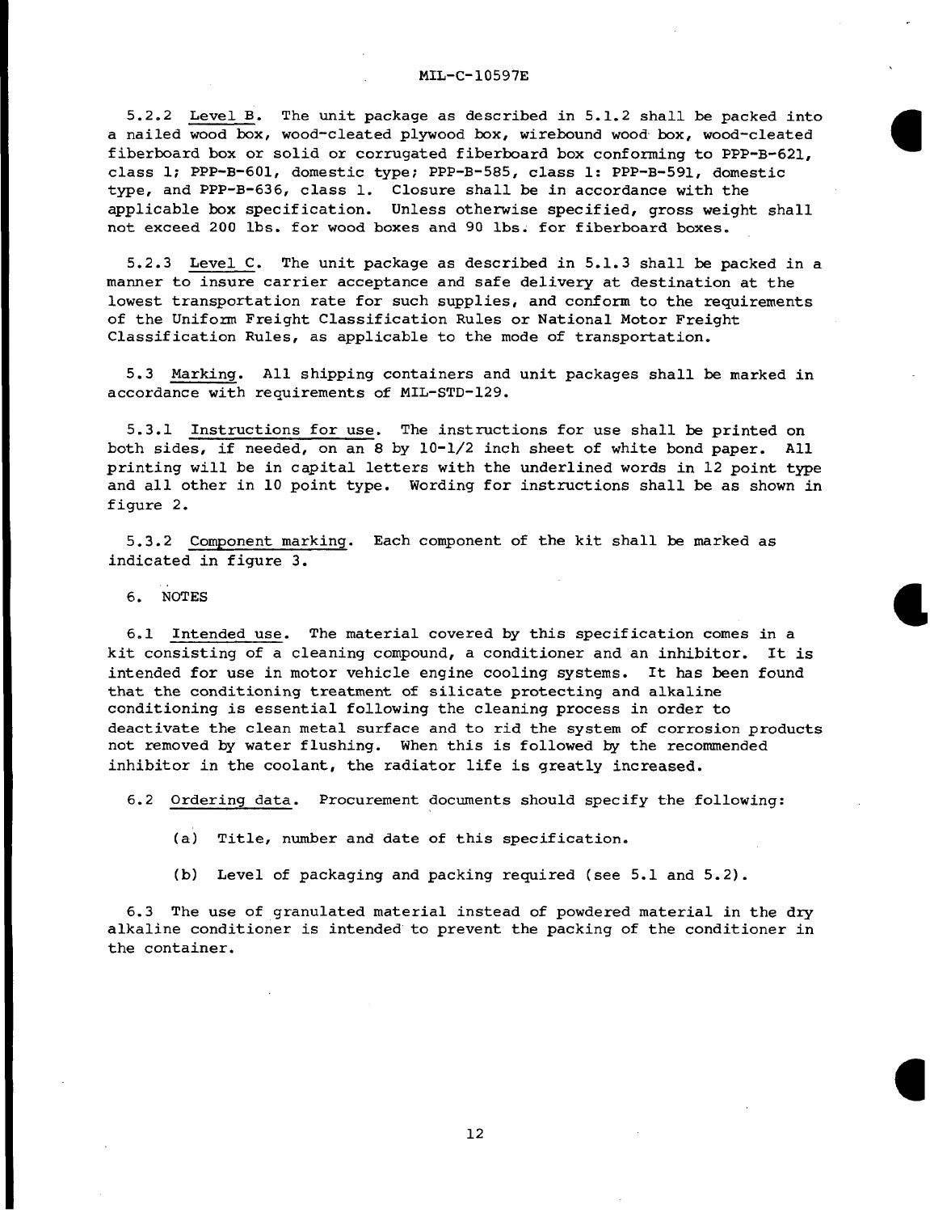5.2.2 Level B. The unit package as described in 5.1.2 shall be packed into a nailed wood box, wood-cleated plywood box, wirebound wood box, wood-cleated fiberboard box or solid or corrugated fiberboard box conforming to PPP-B-621, class 1; PPP-B-601, domestic type; PPP-B-585, class 1: PPP-B-591, domestic type, and PPP-B-636, class 1. Closure shall be in accordance with the applicable box specification. Unless otherwise specified, gross weight shall not exceed 200 lbs. for wood boxes and 90 lbs. for fiberboard boxes.

5.2.3 Level C. The unit package as described in 5.1.3 shall be packed in a manner to insure carrier acceptance and safe delivery at destination at the lowest transportation rate for such supplies, and conform to the requirements of the Uniform Freight Classification Rules or National Motor Freight Classification Rules, as applicable to the mode of transportation.

5.3 Marking. All shipping containers and unit packages shall be marked in accordance with requirements of MIL-STD-129.

5.3.1 Instructions for use. The instructions for use shall be printed on both sides, if needed, on an 8 by 10-1/2 inch sheet of white bond paper. All printing will be in capital letters with the underlined words in 12 point type and all other in 10 point type. Wording for instructions shall be as shown in figure 2.

5.3.2 Component marking. Each component of the kit shall be marked as indicated in figure 3.

## 6. NOTES

6.1 Intended use. The material covered by this specification comes in a kit consisting of a cleaning compound, a conditioner and an inhibitor. It is intended for use in motor vehicle engine cooling systems. It has been found that the conditioning treatment of silicate protecting and alkaline conditioning is essential following the cleaning process in order to deactivate the clean metal surface and to rid the system of corrosion products not removed by water flushing. When this is followed by the recommended inhibitor in the coolant, the radiator life is greatly increased.

6.2 Ordering data. Procurement documents should specify the following:

(a) Title, number and date of this specification.

(b) Level of packaging and packing required (see 5.1 and 5.2).

6.3 The use of granulated material instead of powdered material in the dry alkaline conditioner is intended to prevent the packing of the conditioner in the container.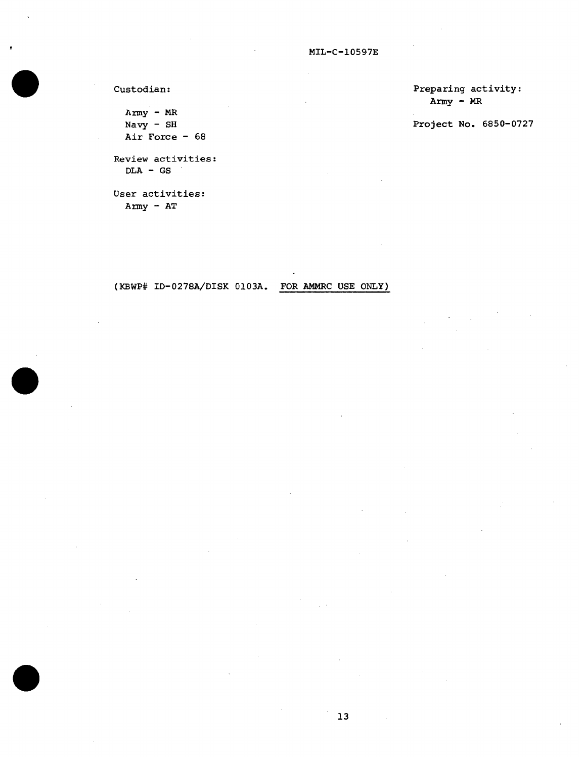Custodian:

Army - MR
Navy - SH
Air Force - 68

Review activities:
DLA - GS

User activities:
Army - AT

Preparing activity:
Army - MR

Project No. 6850-0727

(KBWP# ID-0278A/DISK 0103A. <u>FOR AMMRC USE ONLY</u>)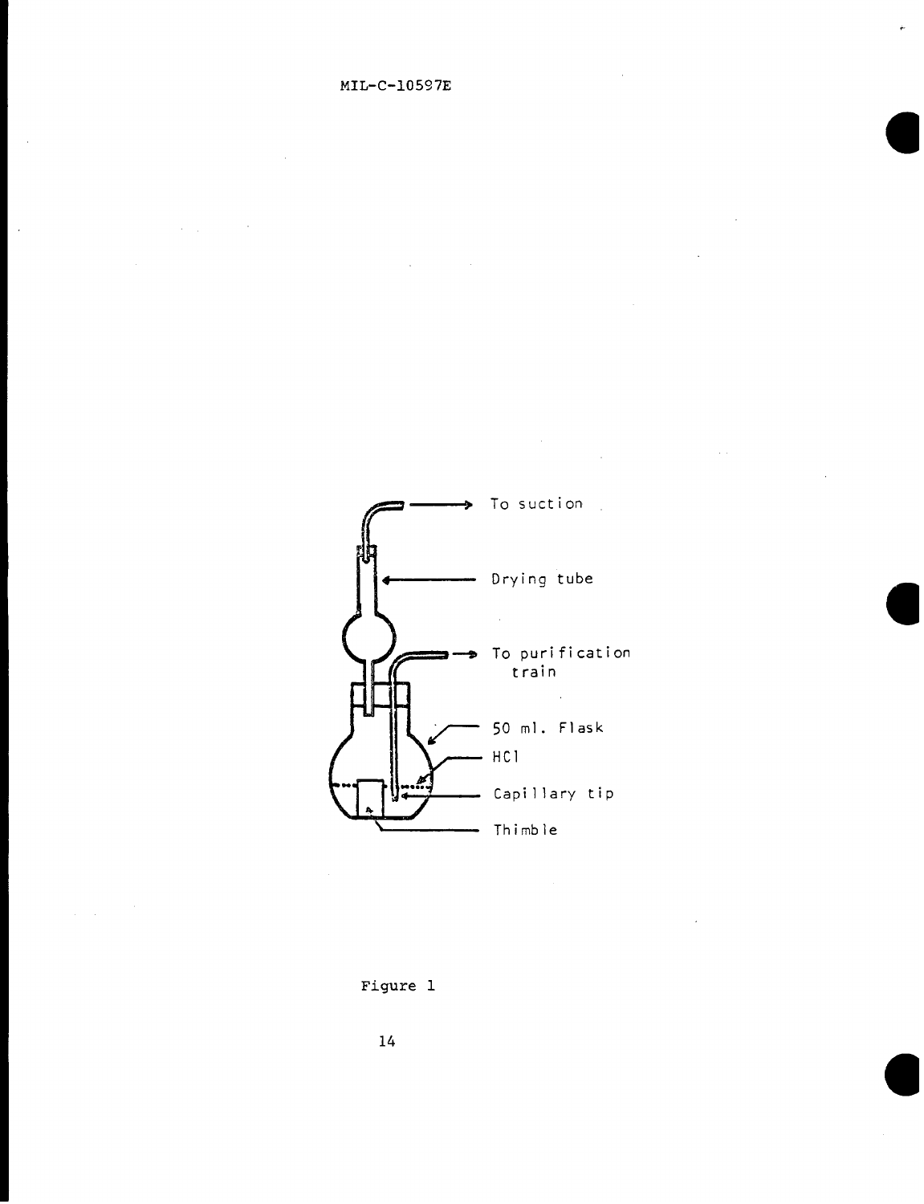To suction

Drying tube

To purification train

50 ml. Flask

HCl

Capillary tip

Thimble

Figure 1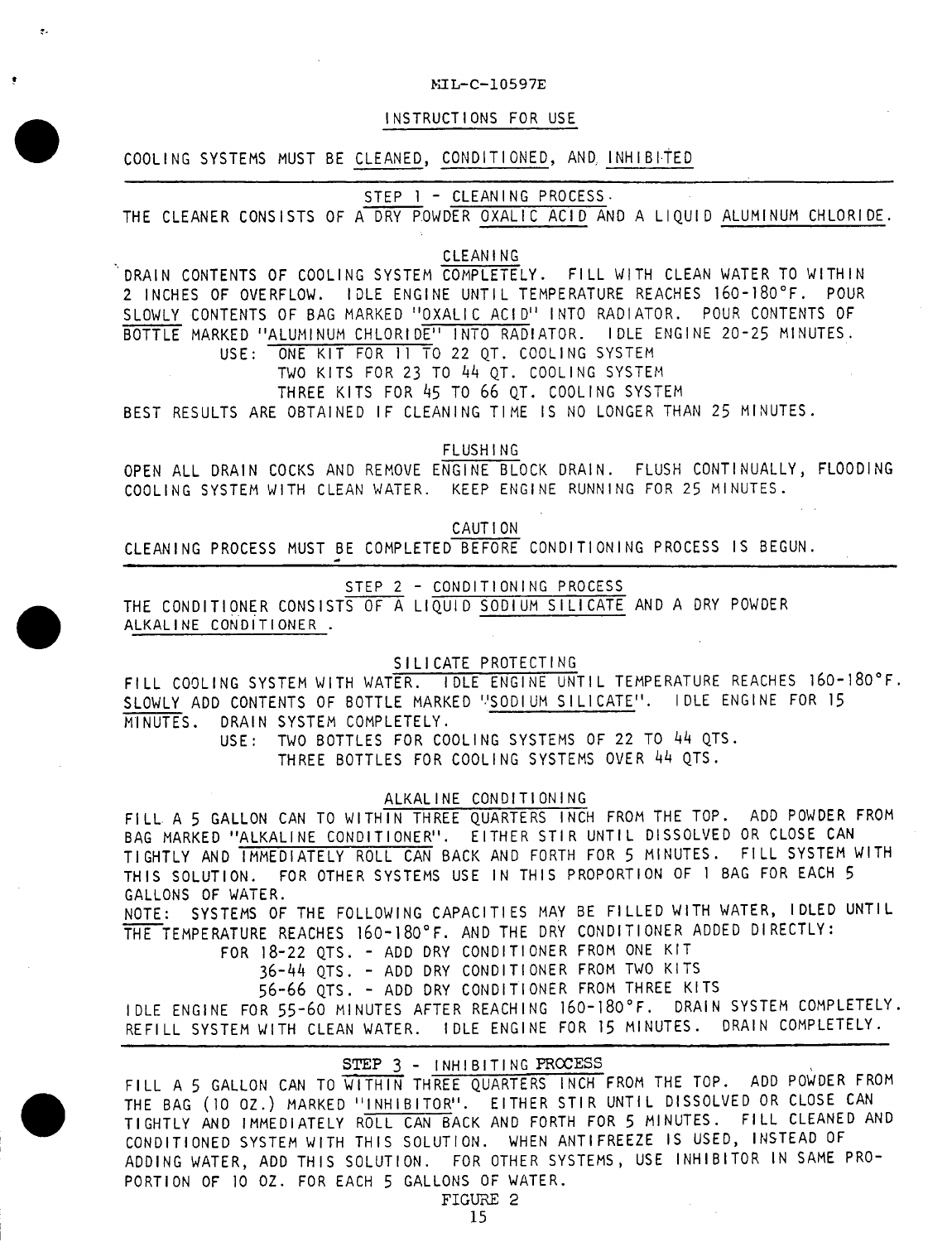# INSTRUCTIONS FOR USE

COOLING SYSTEMS MUST BE CLEANED, CONDITIONED, AND INHIBITED

---

## STEP 1 - CLEANING PROCESS

THE CLEANER CONSISTS OF A DRY POWDER OXALIC ACID AND A LIQUID ALUMINUM CHLORIDE.

### CLEANING

DRAIN CONTENTS OF COOLING SYSTEM COMPLETELY. FILL WITH CLEAN WATER TO WITHIN 2 INCHES OF OVERFLOW. IDLE ENGINE UNTIL TEMPERATURE REACHES 160-180°F. POUR SLOWLY CONTENTS OF BAG MARKED "OXALIC ACID" INTO RADIATOR. POUR CONTENTS OF BOTTLE MARKED "ALUMINUM CHLORIDE" INTO RADIATOR. IDLE ENGINE 20-25 MINUTES.

USE: ONE KIT FOR 11 TO 22 QT. COOLING SYSTEM
TWO KITS FOR 23 TO 44 QT. COOLING SYSTEM
THREE KITS FOR 45 TO 66 QT. COOLING SYSTEM

BEST RESULTS ARE OBTAINED IF CLEANING TIME IS NO LONGER THAN 25 MINUTES.

### FLUSHING

OPEN ALL DRAIN COCKS AND REMOVE ENGINE BLOCK DRAIN. FLUSH CONTINUALLY, FLOODING COOLING SYSTEM WITH CLEAN WATER. KEEP ENGINE RUNNING FOR 25 MINUTES.

### CAUTION

CLEANING PROCESS MUST BE COMPLETED BEFORE CONDITIONING PROCESS IS BEGUN.

---

## STEP 2 - CONDITIONING PROCESS

THE CONDITIONER CONSISTS OF A LIQUID SODIUM SILICATE AND A DRY POWDER ALKALINE CONDITIONER.

### SILICATE PROTECTING

FILL COOLING SYSTEM WITH WATER. IDLE ENGINE UNTIL TEMPERATURE REACHES 160-180°F. SLOWLY ADD CONTENTS OF BOTTLE MARKED "SODIUM SILICATE". IDLE ENGINE FOR 15 MINUTES. DRAIN SYSTEM COMPLETELY.

USE: TWO BOTTLES FOR COOLING SYSTEMS OF 22 TO 44 QTS.
THREE BOTTLES FOR COOLING SYSTEMS OVER 44 QTS.

### ALKALINE CONDITIONING

FILL A 5 GALLON CAN TO WITHIN THREE QUARTERS INCH FROM THE TOP. ADD POWDER FROM BAG MARKED "ALKALINE CONDITIONER". EITHER STIR UNTIL DISSOLVED OR CLOSE CAN TIGHTLY AND IMMEDIATELY ROLL CAN BACK AND FORTH FOR 5 MINUTES. FILL SYSTEM WITH THIS SOLUTION. FOR OTHER SYSTEMS USE IN THIS PROPORTION OF 1 BAG FOR EACH 5 GALLONS OF WATER.

NOTE: SYSTEMS OF THE FOLLOWING CAPACITIES MAY BE FILLED WITH WATER, IDLED UNTIL THE TEMPERATURE REACHES 160-180°F. AND THE DRY CONDITIONER ADDED DIRECTLY:

FOR 18-22 QTS. - ADD DRY CONDITIONER FROM ONE KIT
36-44 QTS. - ADD DRY CONDITIONER FROM TWO KITS
56-66 QTS. - ADD DRY CONDITIONER FROM THREE KITS

IDLE ENGINE FOR 55-60 MINUTES AFTER REACHING 160-180°F. DRAIN SYSTEM COMPLETELY. REFILL SYSTEM WITH CLEAN WATER. IDLE ENGINE FOR 15 MINUTES. DRAIN COMPLETELY.

---

## STEP 3 - INHIBITING PROCESS

FILL A 5 GALLON CAN TO WITHIN THREE QUARTERS INCH FROM THE TOP. ADD POWDER FROM THE BAG (10 OZ.) MARKED "INHIBITOR". EITHER STIR UNTIL DISSOLVED OR CLOSE CAN TIGHTLY AND IMMEDIATELY ROLL CAN BACK AND FORTH FOR 5 MINUTES. FILL CLEANED AND CONDITIONED SYSTEM WITH THIS SOLUTION. WHEN ANTIFREEZE IS USED, INSTEAD OF ADDING WATER, ADD THIS SOLUTION. FOR OTHER SYSTEMS, USE INHIBITOR IN SAME PROPORTION OF 10 OZ. FOR EACH 5 GALLONS OF WATER.

FIGURE 2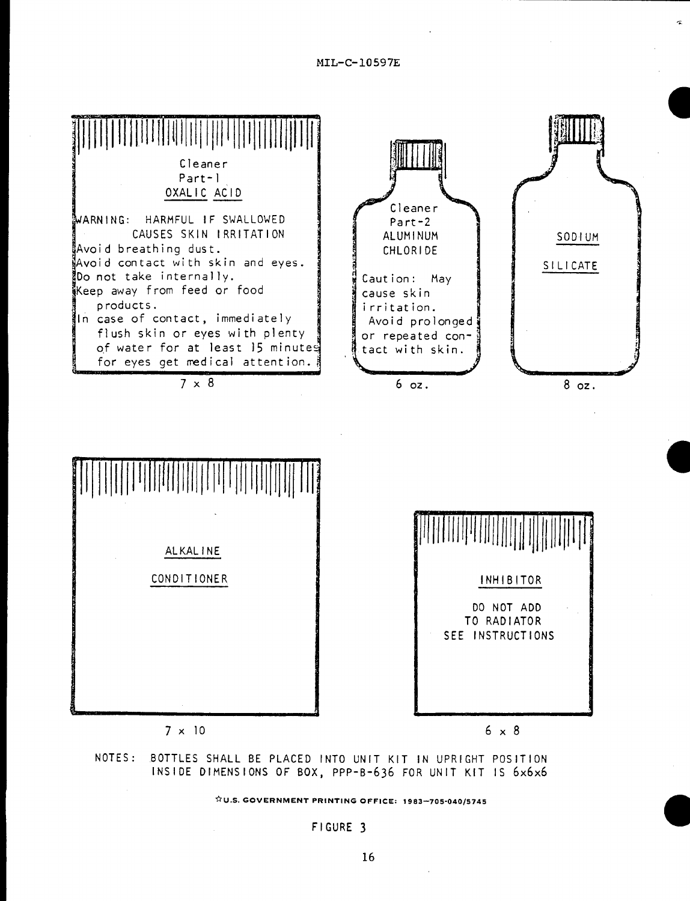Cleaner
Part-1
OXALIC ACID

WARNING: HARMFUL IF SWALLOWED
CAUSES SKIN IRRITATION
Avoid breathing dust.
Avoid contact with skin and eyes.
Do not take internally.
Keep away from feed or food products.
In case of contact, immediately flush skin or eyes with plenty of water for at least 15 minutes for eyes get medical attention.

7 x 8

Cleaner
Part-2
ALUMINUM
CHLORIDE

Caution: May cause skin irritation.
Avoid prolonged or repeated contact with skin.

6 oz.

SODIUM

SILICATE

8 oz.

ALKALINE

CONDITIONER

7 x 10

INHIBITOR

DO NOT ADD
TO RADIATOR
SEE INSTRUCTIONS

6 x 8

NOTES: BOTTLES SHALL BE PLACED INTO UNIT KIT IN UPRIGHT POSITION
INSIDE DIMENSIONS OF BOX, PPP-B-636 FOR UNIT KIT IS 6x6x6

☆U.S. GOVERNMENT PRINTING OFFICE: 1983—705-040/5745

FIGURE 3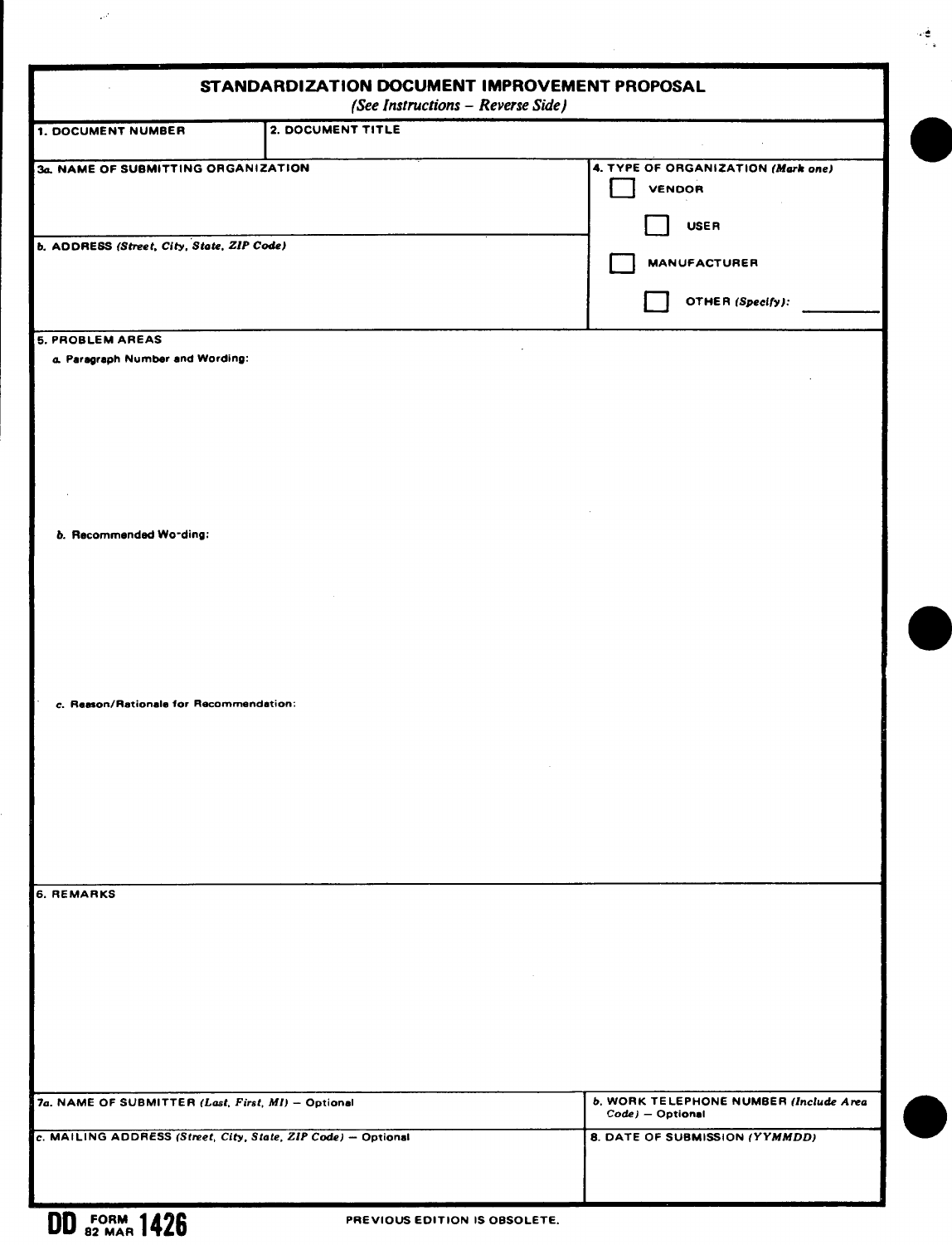# STANDARDIZATION DOCUMENT IMPROVEMENT PROPOSAL

*(See Instructions – Reverse Side)*

| 1. DOCUMENT NUMBER | 2. DOCUMENT TITLE |
|---|---|
| | |

| 3a. NAME OF SUBMITTING ORGANIZATION | 4. TYPE OF ORGANIZATION *(Mark one)* |
|---|---|
| | ☐ VENDOR<br>☐ USER<br>☐ MANUFACTURER<br>☐ OTHER *(Specify)*: ________ |
| b. ADDRESS *(Street, City, State, ZIP Code)* | |

**5. PROBLEM AREAS**

*a.* Paragraph Number and Wording:

*b.* Recommended Wo-ding:

*c.* Reason/Rationale for Recommendation:

**6. REMARKS**

| 7a. NAME OF SUBMITTER *(Last, First, MI)* – Optional | b. WORK TELEPHONE NUMBER *(Include Area Code)* – Optional |
|---|---|
| c. MAILING ADDRESS *(Street, City, State, ZIP Code)* – Optional | 8. DATE OF SUBMISSION *(YYMMDD)* |

DD FORM 1426, 82 MAR — PREVIOUS EDITION IS OBSOLETE.